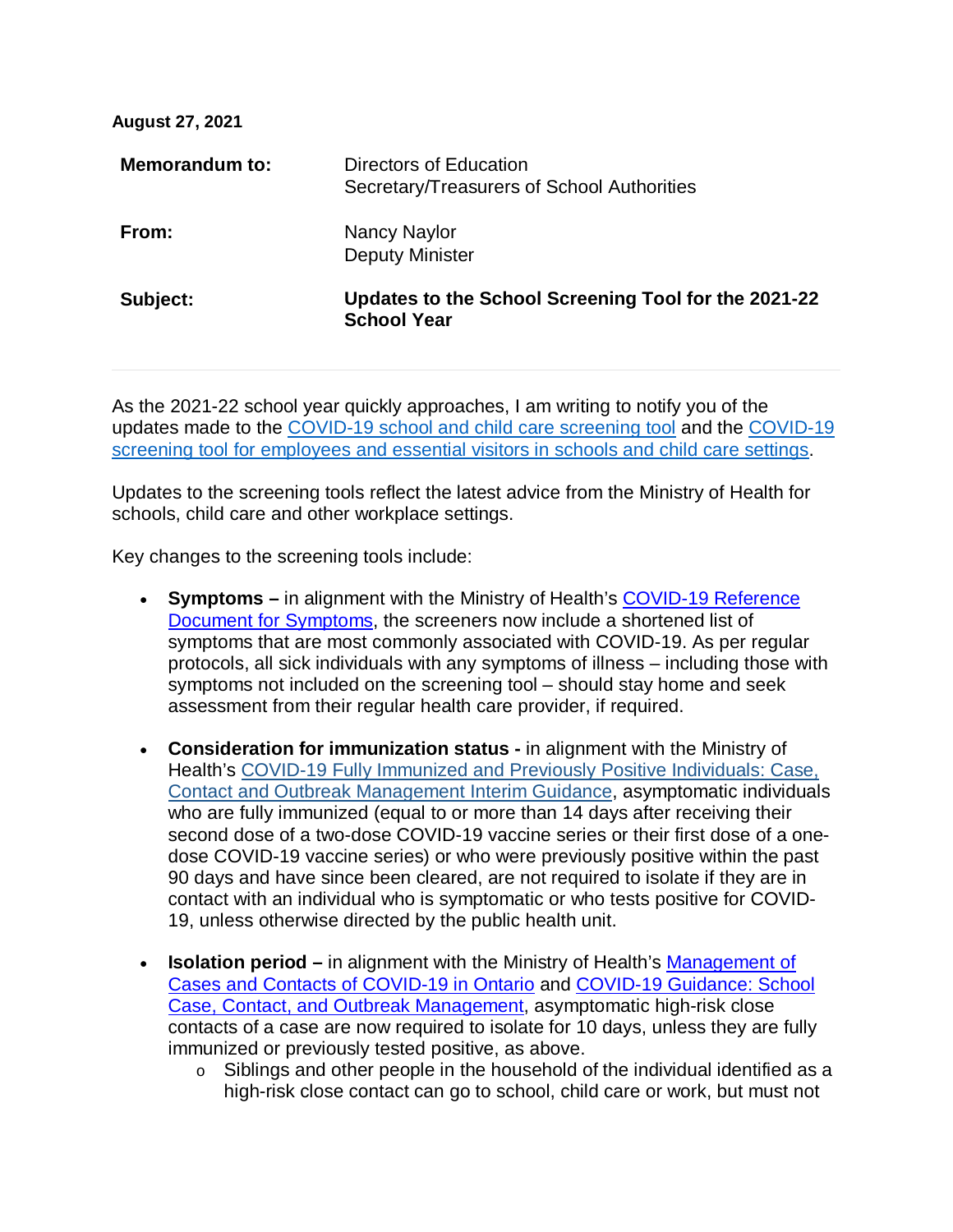**August 27, 2021**

| | |
|---|---|
| **Memorandum to:** | Directors of Education<br>Secretary/Treasurers of School Authorities |
| **From:** | Nancy Naylor<br>Deputy Minister |
| **Subject:** | **Updates to the School Screening Tool for the 2021-22 School Year** |

---

As the 2021-22 school year quickly approaches, I am writing to notify you of the updates made to the COVID-19 school and child care screening tool and the COVID-19 screening tool for employees and essential visitors in schools and child care settings.

Updates to the screening tools reflect the latest advice from the Ministry of Health for schools, child care and other workplace settings.

Key changes to the screening tools include:

- **Symptoms –** in alignment with the Ministry of Health's COVID-19 Reference Document for Symptoms, the screeners now include a shortened list of symptoms that are most commonly associated with COVID-19. As per regular protocols, all sick individuals with any symptoms of illness – including those with symptoms not included on the screening tool – should stay home and seek assessment from their regular health care provider, if required.

- **Consideration for immunization status -** in alignment with the Ministry of Health's COVID-19 Fully Immunized and Previously Positive Individuals: Case, Contact and Outbreak Management Interim Guidance, asymptomatic individuals who are fully immunized (equal to or more than 14 days after receiving their second dose of a two-dose COVID-19 vaccine series or their first dose of a one-dose COVID-19 vaccine series) or who were previously positive within the past 90 days and have since been cleared, are not required to isolate if they are in contact with an individual who is symptomatic or who tests positive for COVID-19, unless otherwise directed by the public health unit.

- **Isolation period –** in alignment with the Ministry of Health's Management of Cases and Contacts of COVID-19 in Ontario and COVID-19 Guidance: School Case, Contact, and Outbreak Management, asymptomatic high-risk close contacts of a case are now required to isolate for 10 days, unless they are fully immunized or previously tested positive, as above.
    - Siblings and other people in the household of the individual identified as a high-risk close contact can go to school, child care or work, but must not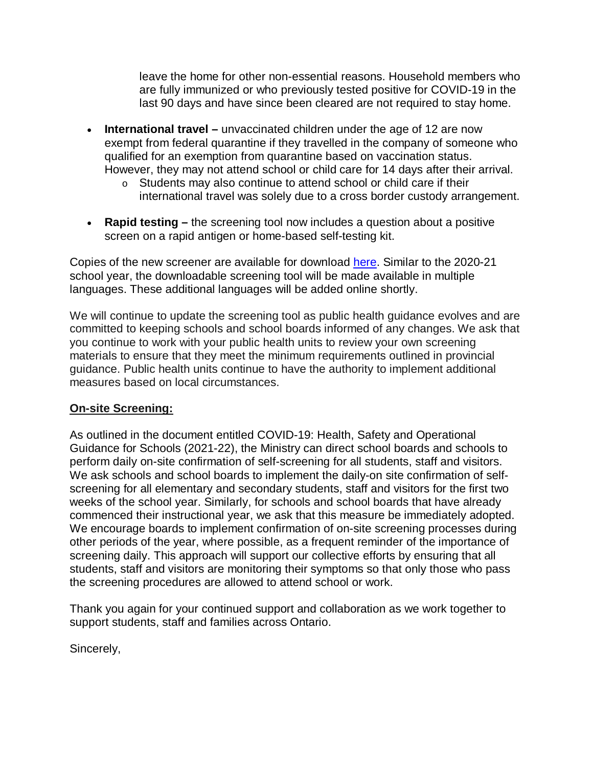leave the home for other non-essential reasons. Household members who are fully immunized or who previously tested positive for COVID-19 in the last 90 days and have since been cleared are not required to stay home.

- **International travel –** unvaccinated children under the age of 12 are now exempt from federal quarantine if they travelled in the company of someone who qualified for an exemption from quarantine based on vaccination status. However, they may not attend school or child care for 14 days after their arrival.
    - Students may also continue to attend school or child care if their international travel was solely due to a cross border custody arrangement.
- **Rapid testing –** the screening tool now includes a question about a positive screen on a rapid antigen or home-based self-testing kit.

Copies of the new screener are available for download [here](). Similar to the 2020-21 school year, the downloadable screening tool will be made available in multiple languages. These additional languages will be added online shortly.

We will continue to update the screening tool as public health guidance evolves and are committed to keeping schools and school boards informed of any changes. We ask that you continue to work with your public health units to review your own screening materials to ensure that they meet the minimum requirements outlined in provincial guidance. Public health units continue to have the authority to implement additional measures based on local circumstances.

**On-site Screening:**

As outlined in the document entitled COVID-19: Health, Safety and Operational Guidance for Schools (2021-22), the Ministry can direct school boards and schools to perform daily on-site confirmation of self-screening for all students, staff and visitors. We ask schools and school boards to implement the daily-on site confirmation of self-screening for all elementary and secondary students, staff and visitors for the first two weeks of the school year. Similarly, for schools and school boards that have already commenced their instructional year, we ask that this measure be immediately adopted. We encourage boards to implement confirmation of on-site screening processes during other periods of the year, where possible, as a frequent reminder of the importance of screening daily. This approach will support our collective efforts by ensuring that all students, staff and visitors are monitoring their symptoms so that only those who pass the screening procedures are allowed to attend school or work.

Thank you again for your continued support and collaboration as we work together to support students, staff and families across Ontario.

Sincerely,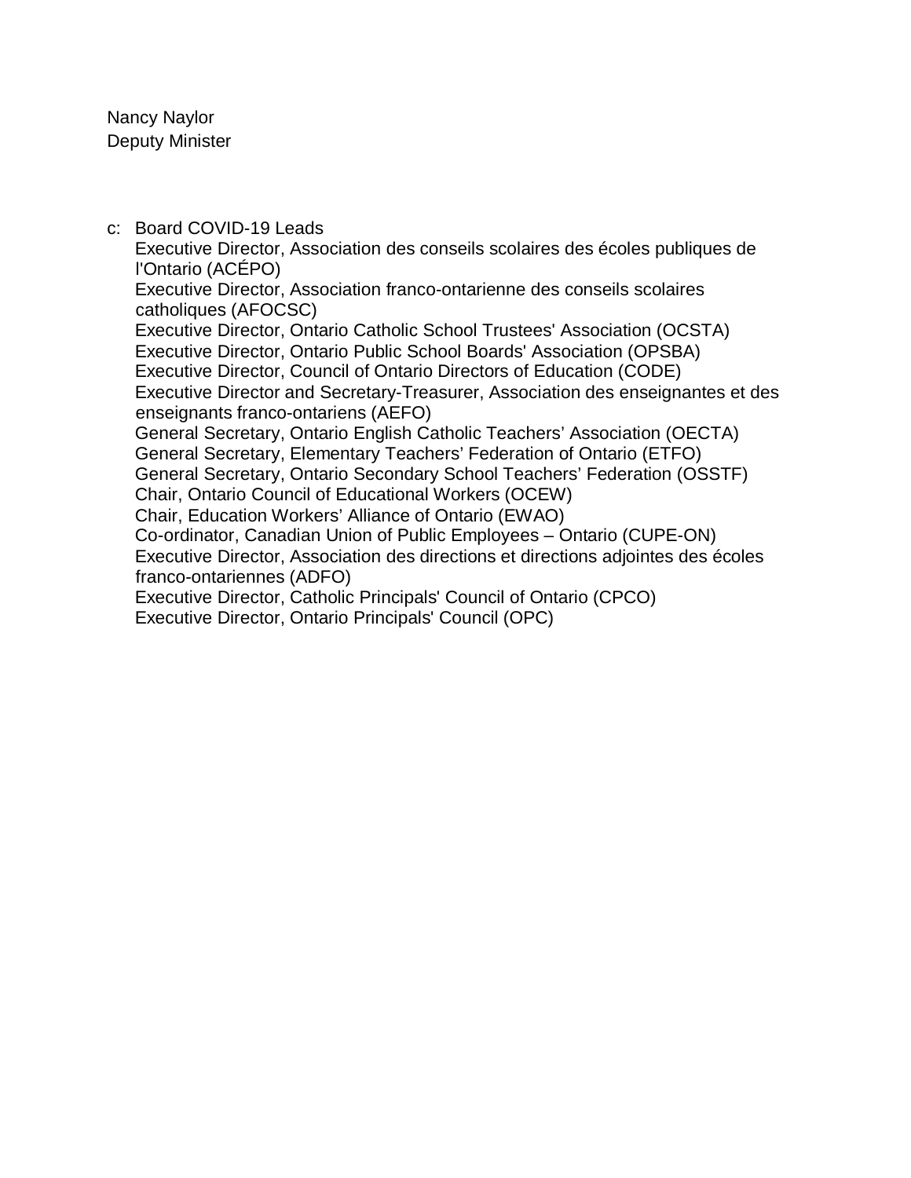Nancy Naylor
Deputy Minister

c: Board COVID-19 Leads
Executive Director, Association des conseils scolaires des écoles publiques de l'Ontario (ACÉPO)
Executive Director, Association franco-ontarienne des conseils scolaires catholiques (AFOCSC)
Executive Director, Ontario Catholic School Trustees' Association (OCSTA)
Executive Director, Ontario Public School Boards' Association (OPSBA)
Executive Director, Council of Ontario Directors of Education (CODE)
Executive Director and Secretary-Treasurer, Association des enseignantes et des enseignants franco-ontariens (AEFO)
General Secretary, Ontario English Catholic Teachers' Association (OECTA)
General Secretary, Elementary Teachers' Federation of Ontario (ETFO)
General Secretary, Ontario Secondary School Teachers' Federation (OSSTF)
Chair, Ontario Council of Educational Workers (OCEW)
Chair, Education Workers' Alliance of Ontario (EWAO)
Co-ordinator, Canadian Union of Public Employees – Ontario (CUPE-ON)
Executive Director, Association des directions et directions adjointes des écoles franco-ontariennes (ADFO)
Executive Director, Catholic Principals' Council of Ontario (CPCO)
Executive Director, Ontario Principals' Council (OPC)